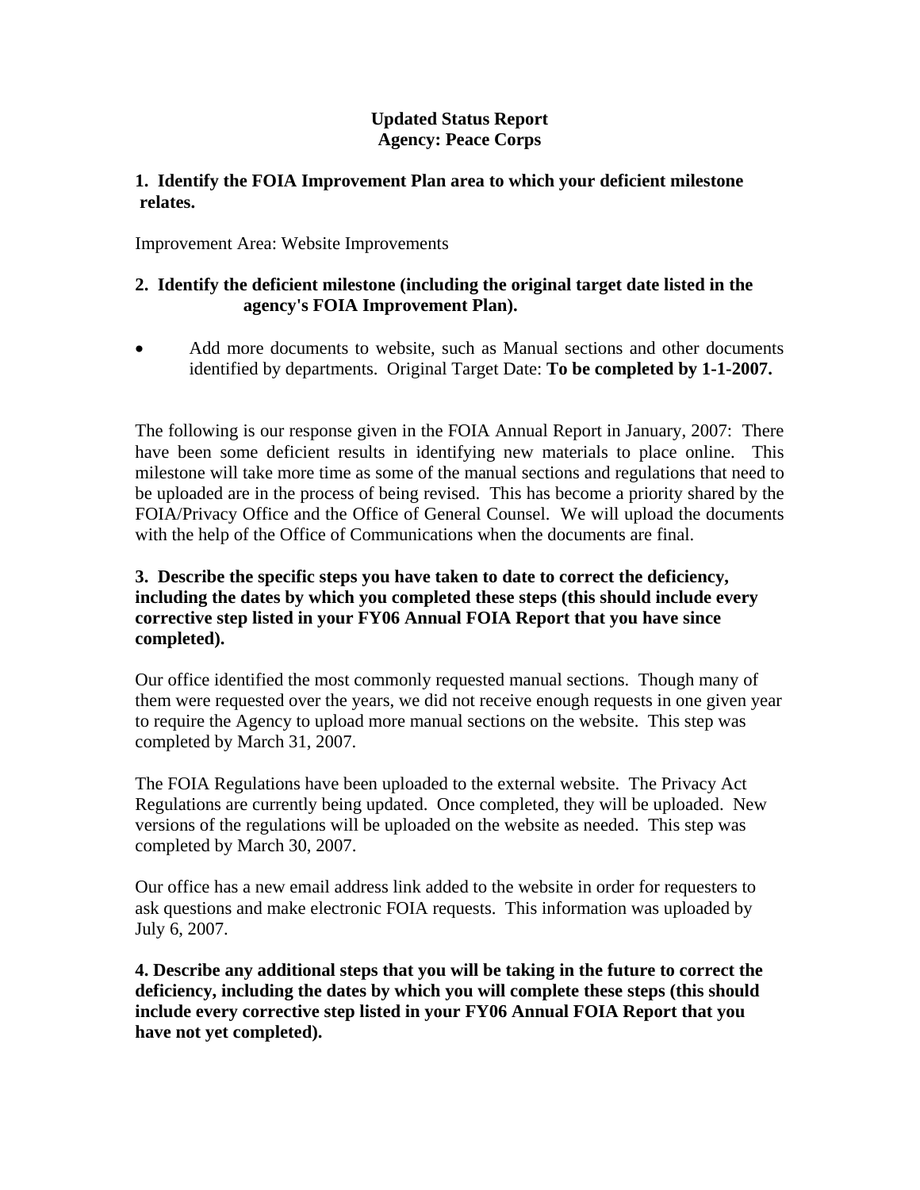**Updated Status Report**
**Agency: Peace Corps**

**1. Identify the FOIA Improvement Plan area to which your deficient milestone relates.**

Improvement Area: Website Improvements

**2. Identify the deficient milestone (including the original target date listed in the agency's FOIA Improvement Plan).**

- Add more documents to website, such as Manual sections and other documents identified by departments. Original Target Date: **To be completed by 1-1-2007.**

The following is our response given in the FOIA Annual Report in January, 2007: There have been some deficient results in identifying new materials to place online. This milestone will take more time as some of the manual sections and regulations that need to be uploaded are in the process of being revised. This has become a priority shared by the FOIA/Privacy Office and the Office of General Counsel. We will upload the documents with the help of the Office of Communications when the documents are final.

**3. Describe the specific steps you have taken to date to correct the deficiency, including the dates by which you completed these steps (this should include every corrective step listed in your FY06 Annual FOIA Report that you have since completed).**

Our office identified the most commonly requested manual sections. Though many of them were requested over the years, we did not receive enough requests in one given year to require the Agency to upload more manual sections on the website. This step was completed by March 31, 2007.

The FOIA Regulations have been uploaded to the external website. The Privacy Act Regulations are currently being updated. Once completed, they will be uploaded. New versions of the regulations will be uploaded on the website as needed. This step was completed by March 30, 2007.

Our office has a new email address link added to the website in order for requesters to ask questions and make electronic FOIA requests. This information was uploaded by July 6, 2007.

**4. Describe any additional steps that you will be taking in the future to correct the deficiency, including the dates by which you will complete these steps (this should include every corrective step listed in your FY06 Annual FOIA Report that you have not yet completed).**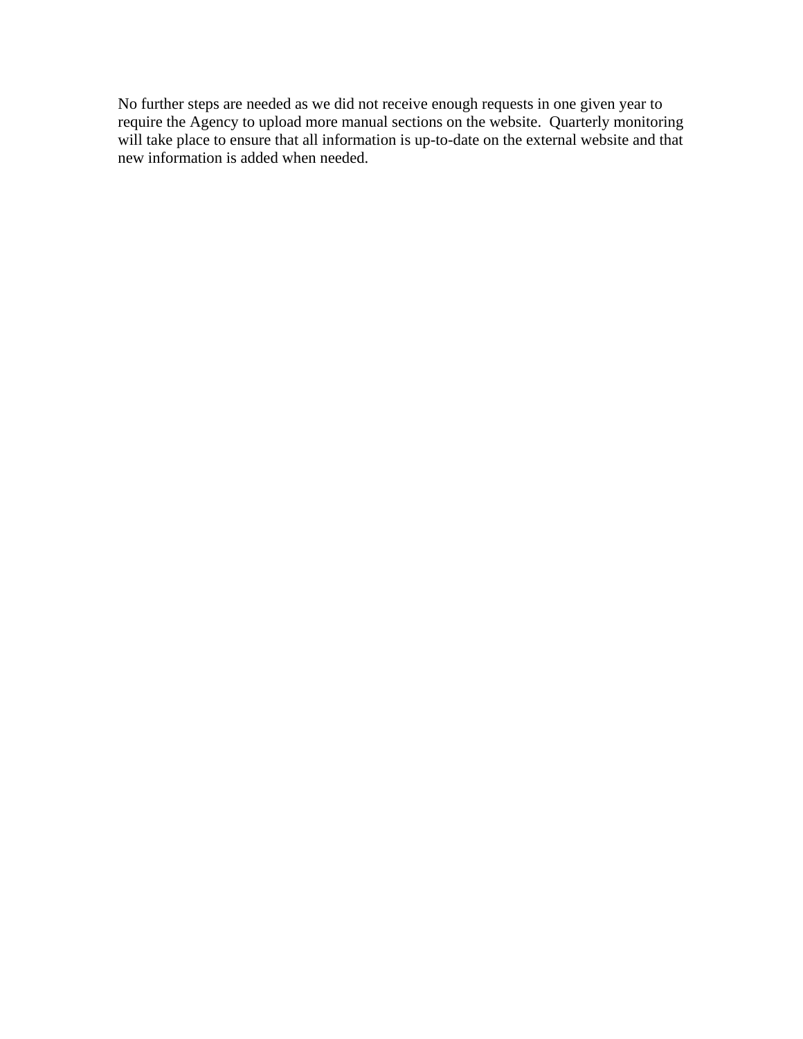No further steps are needed as we did not receive enough requests in one given year to require the Agency to upload more manual sections on the website.  Quarterly monitoring will take place to ensure that all information is up-to-date on the external website and that new information is added when needed.